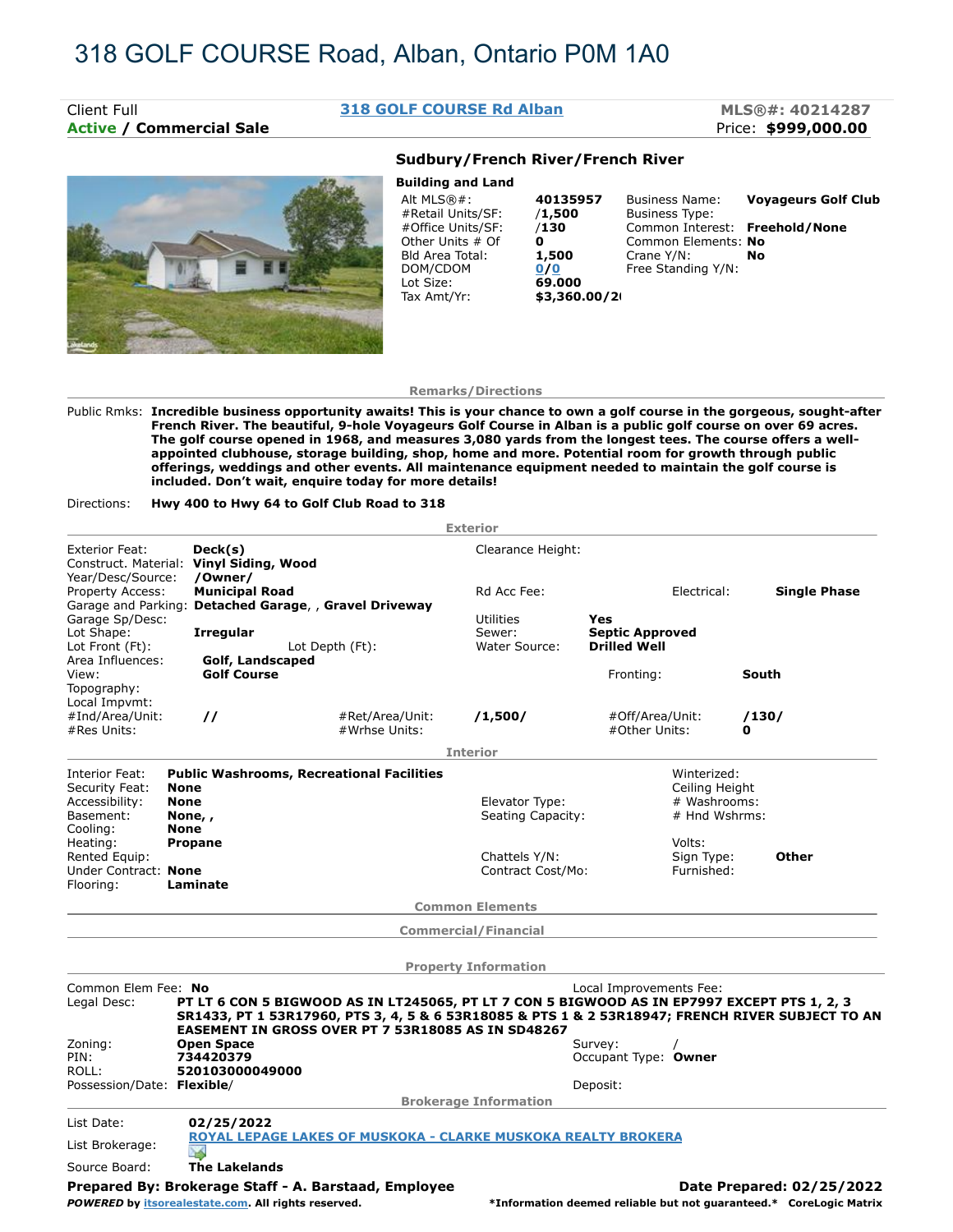# 318 GOLF COURSE Road, Alban, Ontario P0M 1A0

Client Full
**Active / Commercial Sale**

**318 GOLF COURSE Rd Alban**

**MLS®#: 40214287**
Price: **$999,000.00**

## Sudbury/French River/French River

**Building and Land**

| | | | |
|---|---|---|---|
| Alt MLS®#: | **40135957** | Business Name: | **Voyageurs Golf Club** |
| #Retail Units/SF: | **/1,500** | Business Type: | |
| #Office Units/SF: | **/130** | Common Interest: | **Freehold/None** |
| Other Units # Of | **0** | Common Elements: | **No** |
| Bld Area Total: | **1,500** | Crane Y/N: | **No** |
| DOM/CDOM | **0/0** | Free Standing Y/N: | |
| Lot Size: | **69.000** | | |
| Tax Amt/Yr: | **$3,360.00/2** | | |

### Remarks/Directions

Public Rmks: **Incredible business opportunity awaits! This is your chance to own a golf course in the gorgeous, sought-after French River. The beautiful, 9-hole Voyageurs Golf Course in Alban is a public golf course on over 69 acres. The golf course opened in 1968, and measures 3,080 yards from the longest tees. The course offers a well-appointed clubhouse, storage building, shop, home and more. Potential room for growth through public offerings, weddings and other events. All maintenance equipment needed to maintain the golf course is included. Don't wait, enquire today for more details!**

Directions: **Hwy 400 to Hwy 64 to Golf Club Road to 318**

### Exterior

| | | | | | |
|---|---|---|---|---|---|
| Exterior Feat: | **Deck(s)** | Clearance Height: | | | |
| Construct. Material: | **Vinyl Siding, Wood** | | | | |
| Year/Desc/Source: | **/Owner/** | | | | |
| Property Access: | **Municipal Road** | Rd Acc Fee: | | Electrical: | **Single Phase** |
| Garage and Parking: | **Detached Garage, , Gravel Driveway** | | | | |
| Garage Sp/Desc: | | Utilities | **Yes** | | |
| Lot Shape: | **Irregular** | Sewer: | **Septic Approved** | | |
| Lot Front (Ft): | Lot Depth (Ft): | Water Source: | **Drilled Well** | | |
| Area Influences: | **Golf, Landscaped** | | | | |
| View: | **Golf Course** | | | Fronting: | **South** |
| Topography: | | | | | |
| Local Impvmt: | | | | | |
| #Ind/Area/Unit: | **//** | #Ret/Area/Unit: | **/1,500/** | #Off/Area/Unit: | **/130/** |
| #Res Units: | | #Wrhse Units: | | #Other Units: | **0** |

### Interior

| | | | | | |
|---|---|---|---|---|---|
| Interior Feat: | **Public Washrooms, Recreational Facilities** | | | Winterized: | |
| Security Feat: | **None** | | | Ceiling Height | |
| Accessibility: | **None** | Elevator Type: | | # Washrooms: | |
| Basement: | **None, ,** | Seating Capacity: | | # Hnd Wshrms: | |
| Cooling: | **None** | | | | |
| Heating: | **Propane** | | | Volts: | |
| Rented Equip: | | Chattels Y/N: | | Sign Type: | **Other** |
| Under Contract: | **None** | Contract Cost/Mo: | | Furnished: | |
| Flooring: | **Laminate** | | | | |

### Common Elements

### Commercial/Financial

### Property Information

Common Elem Fee: **No**
Local Improvements Fee:

Legal Desc: **PT LT 6 CON 5 BIGWOOD AS IN LT245065, PT LT 7 CON 5 BIGWOOD AS IN EP7997 EXCEPT PTS 1, 2, 3 SR1433, PT 1 53R17960, PTS 3, 4, 5 & 6 53R18085 & PTS 1 & 2 53R18947; FRENCH RIVER SUBJECT TO AN EASEMENT IN GROSS OVER PT 7 53R18085 AS IN SD48267**

| | | | |
|---|---|---|---|
| Zoning: | **Open Space** | Survey: | / |
| PIN: | **734420379** | Occupant Type: | **Owner** |
| ROLL: | **520103000049000** | | |
| Possession/Date: | **Flexible/** | Deposit: | |

### Brokerage Information

List Date: **02/25/2022**
List Brokerage: **ROYAL LEPAGE LAKES OF MUSKOKA - CLARKE MUSKOKA REALTY BROKERA**
Source Board: **The Lakelands**

**Prepared By: Brokerage Staff - A. Barstaad, Employee**
**Date Prepared: 02/25/2022**

***POWERED** by itsorealestate.com. All rights reserved.*
***Information deemed reliable but not guaranteed.*** CoreLogic Matrix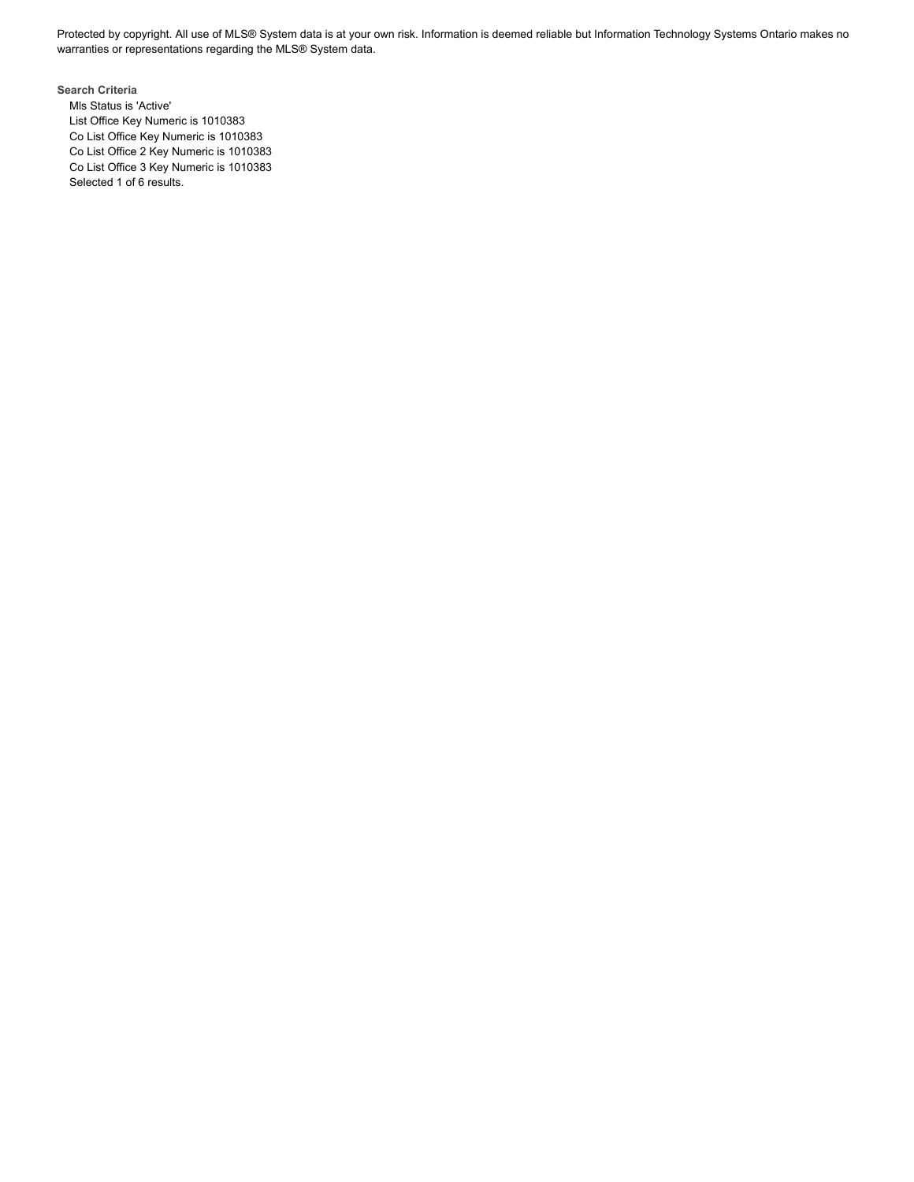Protected by copyright. All use of MLS® System data is at your own risk. Information is deemed reliable but Information Technology Systems Ontario makes no warranties or representations regarding the MLS® System data.

**Search Criteria**

Mls Status is 'Active'
List Office Key Numeric is 1010383
Co List Office Key Numeric is 1010383
Co List Office 2 Key Numeric is 1010383
Co List Office 3 Key Numeric is 1010383
Selected 1 of 6 results.